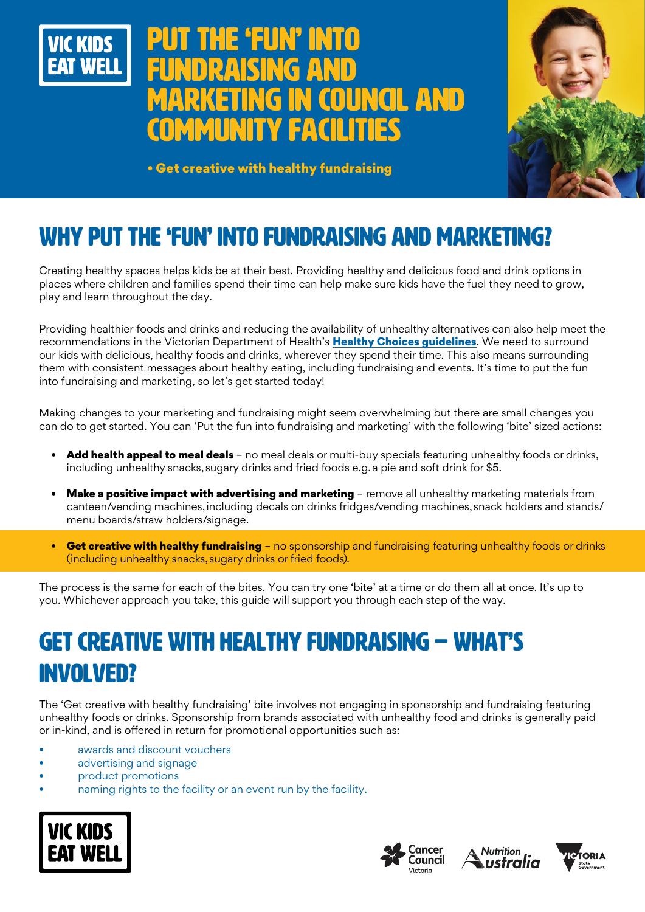VIC KIDS EAT WELL

# PUT THE 'FUN' INTO FUNDRAISING AND MARKETING IN COUNCIL AND COMMUNITY FACILITIES

• **Get creative with healthy fundraising**

## WHY PUT THE 'FUN' INTO FUNDRAISING AND MARKETING?

Creating healthy spaces helps kids be at their best. Providing healthy and delicious food and drink options in places where children and families spend their time can help make sure kids have the fuel they need to grow, play and learn throughout the day.

Providing healthier foods and drinks and reducing the availability of unhealthy alternatives can also help meet the recommendations in the Victorian Department of Health's **Healthy Choices guidelines**. We need to surround our kids with delicious, healthy foods and drinks, wherever they spend their time. This also means surrounding them with consistent messages about healthy eating, including fundraising and events. It's time to put the fun into fundraising and marketing, so let's get started today!

Making changes to your marketing and fundraising might seem overwhelming but there are small changes you can do to get started. You can 'Put the fun into fundraising and marketing' with the following 'bite' sized actions:

- **Add health appeal to meal deals** – no meal deals or multi-buy specials featuring unhealthy foods or drinks, including unhealthy snacks, sugary drinks and fried foods e.g. a pie and soft drink for $5.
- **Make a positive impact with advertising and marketing** – remove all unhealthy marketing materials from canteen/vending machines, including decals on drinks fridges/vending machines, snack holders and stands/menu boards/straw holders/signage.
- **Get creative with healthy fundraising** – no sponsorship and fundraising featuring unhealthy foods or drinks (including unhealthy snacks, sugary drinks or fried foods).

The process is the same for each of the bites. You can try one 'bite' at a time or do them all at once. It's up to you. Whichever approach you take, this guide will support you through each step of the way.

## GET CREATIVE WITH HEALTHY FUNDRAISING – WHAT'S INVOLVED?

The 'Get creative with healthy fundraising' bite involves not engaging in sponsorship and fundraising featuring unhealthy foods or drinks. Sponsorship from brands associated with unhealthy food and drinks is generally paid or in-kind, and is offered in return for promotional opportunities such as:

- awards and discount vouchers
- advertising and signage
- product promotions
- naming rights to the facility or an event run by the facility.

VIC KIDS EAT WELL

Cancer Council Victoria | Nutrition Australia | Victoria State Government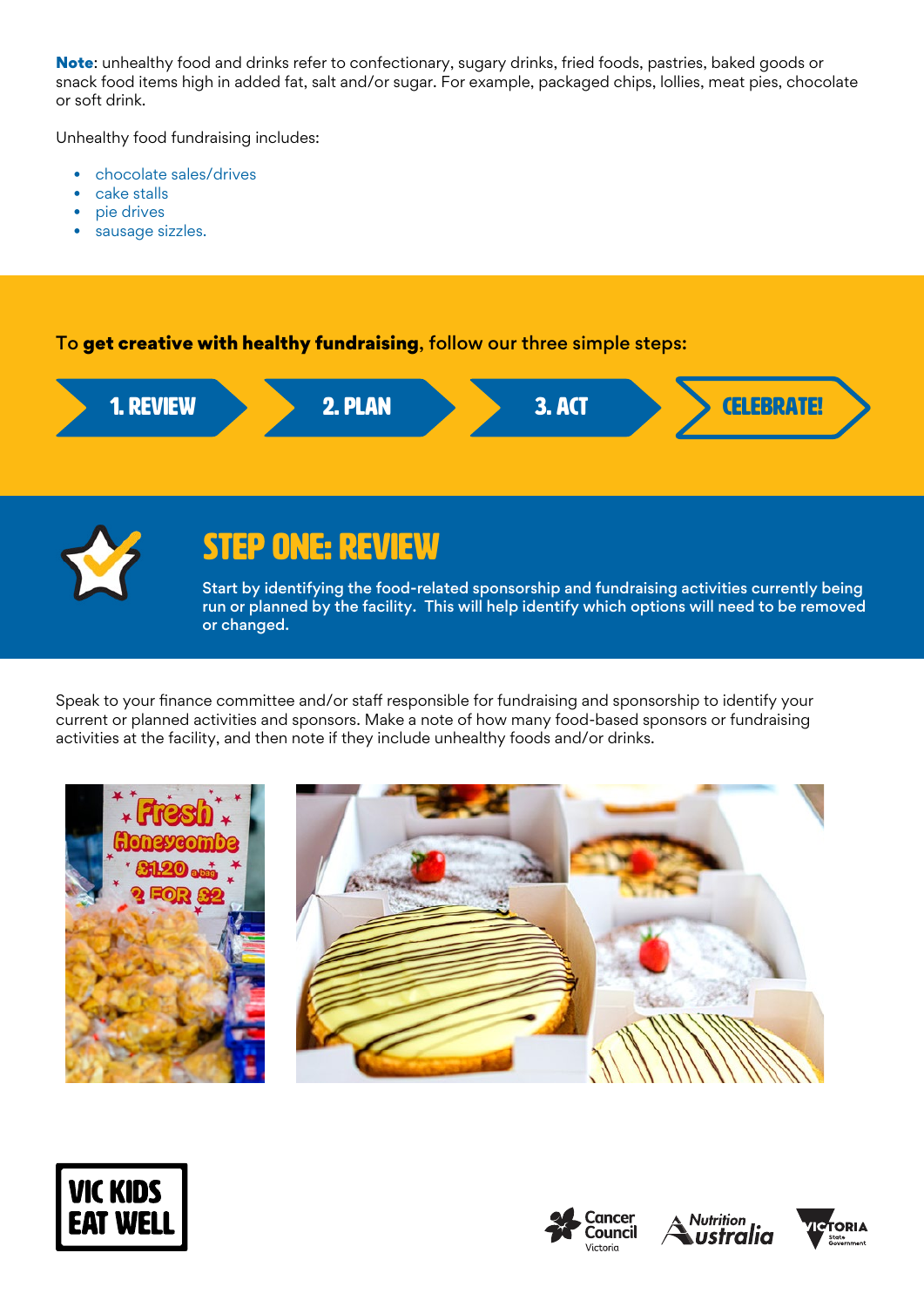**Note**: unhealthy food and drinks refer to confectionary, sugary drinks, fried foods, pastries, baked goods or snack food items high in added fat, salt and/or sugar. For example, packaged chips, lollies, meat pies, chocolate or soft drink.

Unhealthy food fundraising includes:

- chocolate sales/drives
- cake stalls
- pie drives
- sausage sizzles.

To **get creative with healthy fundraising**, follow our three simple steps:

1. REVIEW → 2. PLAN → 3. ACT → CELEBRATE!

## STEP ONE: REVIEW

Start by identifying the food-related sponsorship and fundraising activities currently being run or planned by the facility. This will help identify which options will need to be removed or changed.

Speak to your finance committee and/or staff responsible for fundraising and sponsorship to identify your current or planned activities and sponsors. Make a note of how many food-based sponsors or fundraising activities at the facility, and then note if they include unhealthy foods and/or drinks.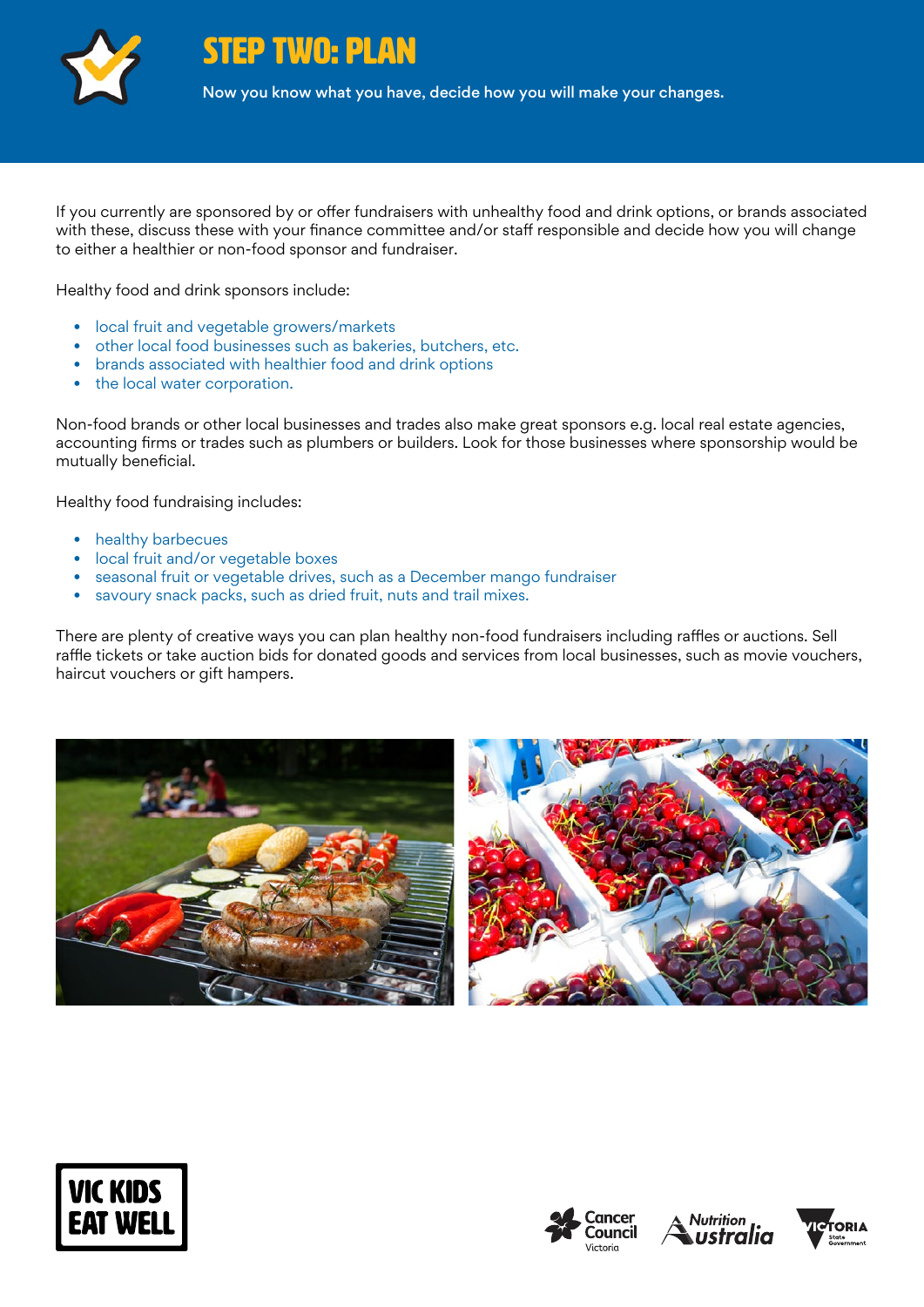# STEP TWO: PLAN

Now you know what you have, decide how you will make your changes.

If you currently are sponsored by or offer fundraisers with unhealthy food and drink options, or brands associated with these, discuss these with your finance committee and/or staff responsible and decide how you will change to either a healthier or non-food sponsor and fundraiser.

Healthy food and drink sponsors include:

- local fruit and vegetable growers/markets
- other local food businesses such as bakeries, butchers, etc.
- brands associated with healthier food and drink options
- the local water corporation.

Non-food brands or other local businesses and trades also make great sponsors e.g. local real estate agencies, accounting firms or trades such as plumbers or builders. Look for those businesses where sponsorship would be mutually beneficial.

Healthy food fundraising includes:

- healthy barbecues
- local fruit and/or vegetable boxes
- seasonal fruit or vegetable drives, such as a December mango fundraiser
- savoury snack packs, such as dried fruit, nuts and trail mixes.

There are plenty of creative ways you can plan healthy non-food fundraisers including raffles or auctions. Sell raffle tickets or take auction bids for donated goods and services from local businesses, such as movie vouchers, haircut vouchers or gift hampers.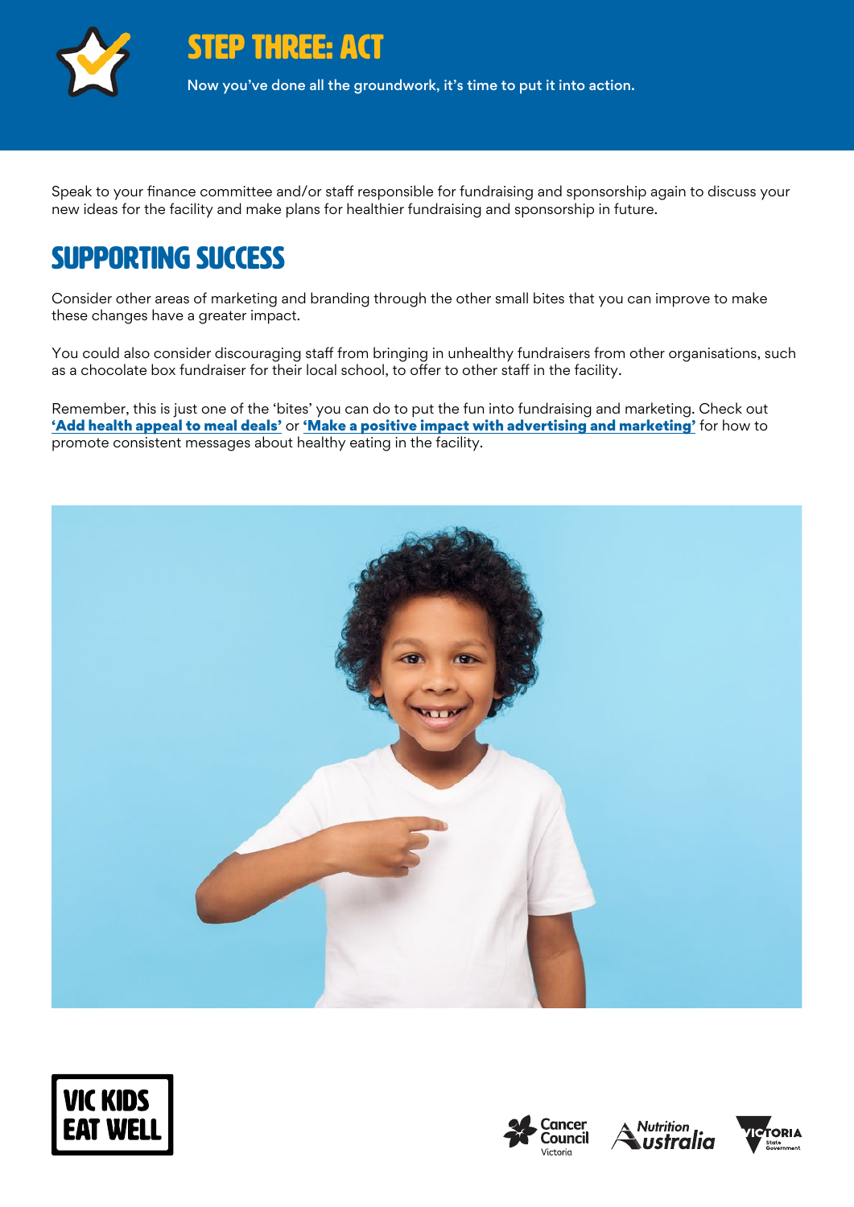# STEP THREE: ACT

Now you've done all the groundwork, it's time to put it into action.

Speak to your finance committee and/or staff responsible for fundraising and sponsorship again to discuss your new ideas for the facility and make plans for healthier fundraising and sponsorship in future.

## SUPPORTING SUCCESS

Consider other areas of marketing and branding through the other small bites that you can improve to make these changes have a greater impact.

You could also consider discouraging staff from bringing in unhealthy fundraisers from other organisations, such as a chocolate box fundraiser for their local school, to offer to other staff in the facility.

Remember, this is just one of the 'bites' you can do to put the fun into fundraising and marketing. Check out **'Add health appeal to meal deals'** or **'Make a positive impact with advertising and marketing'** for how to promote consistent messages about healthy eating in the facility.

VIC KIDS EAT WELL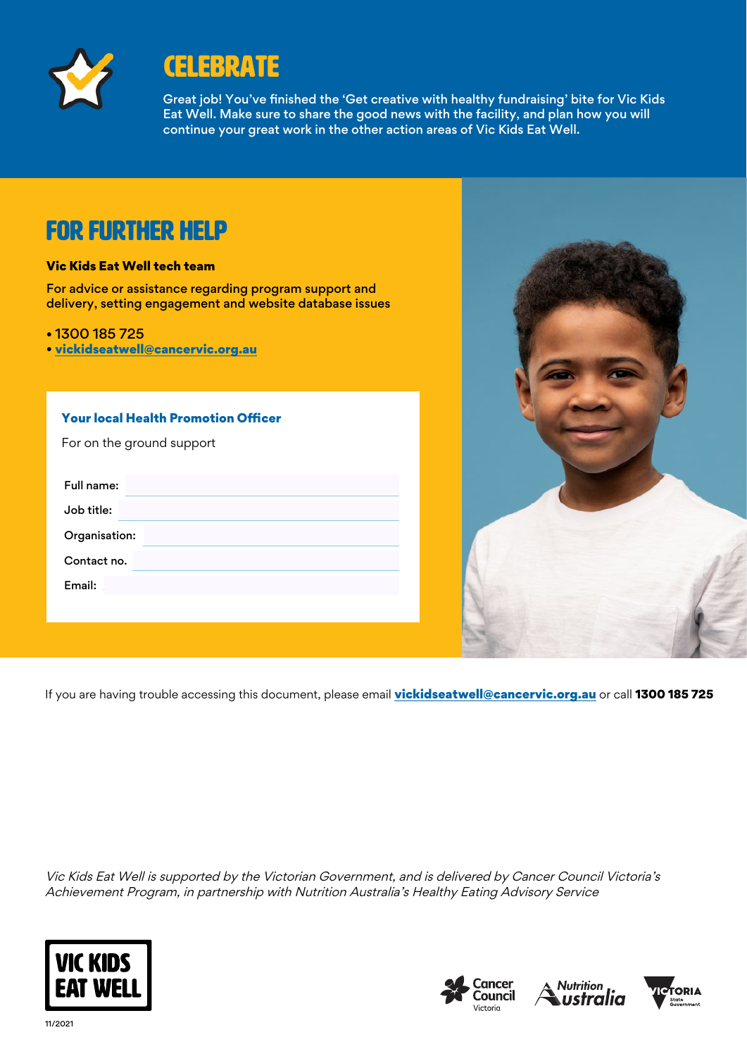# CELEBRATE

Great job! You've finished the 'Get creative with healthy fundraising' bite for Vic Kids Eat Well. Make sure to share the good news with the facility, and plan how you will continue your great work in the other action areas of Vic Kids Eat Well.

## FOR FURTHER HELP

**Vic Kids Eat Well tech team**

For advice or assistance regarding program support and delivery, setting engagement and website database issues

- 1300 185 725
- **vickidseatwell@cancervic.org.au**

**Your local Health Promotion Officer**

For on the ground support

Full name:

Job title:

Organisation:

Contact no.

Email:

If you are having trouble accessing this document, please email **vickidseatwell@cancervic.org.au** or call **1300 185 725**

*Vic Kids Eat Well is supported by the Victorian Government, and is delivered by Cancer Council Victoria's Achievement Program, in partnership with Nutrition Australia's Healthy Eating Advisory Service*

VIC KIDS EAT WELL

Cancer Council Victoria

Nutrition Australia

Victoria State Government

11/2021